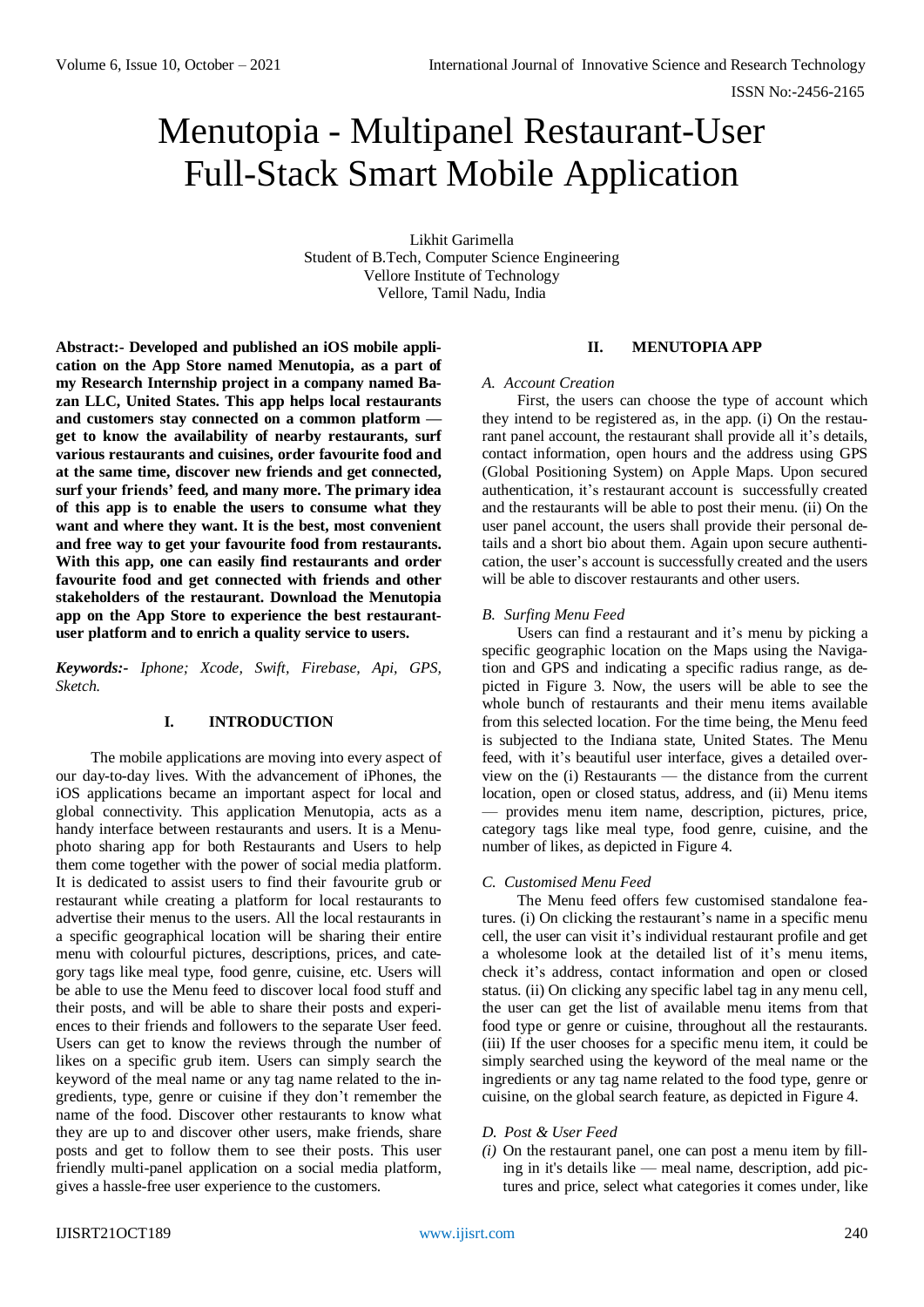# Menutopia - Multipanel Restaurant-User Full-Stack Smart Mobile Application

Likhit Garimella
Student of B.Tech, Computer Science Engineering
Vellore Institute of Technology
Vellore, Tamil Nadu, India

**Abstract:- Developed and published an iOS mobile application on the App Store named Menutopia, as a part of my Research Internship project in a company named Bazan LLC, United States. This app helps local restaurants and customers stay connected on a common platform — get to know the availability of nearby restaurants, surf various restaurants and cuisines, order favourite food and at the same time, discover new friends and get connected, surf your friends' feed, and many more. The primary idea of this app is to enable the users to consume what they want and where they want. It is the best, most convenient and free way to get your favourite food from restaurants. With this app, one can easily find restaurants and order favourite food and get connected with friends and other stakeholders of the restaurant. Download the Menutopia app on the App Store to experience the best restaurant-user platform and to enrich a quality service to users.**

***Keywords:-*** *Iphone; Xcode, Swift, Firebase, Api, GPS, Sketch.*

## I. INTRODUCTION

The mobile applications are moving into every aspect of our day-to-day lives. With the advancement of iPhones, the iOS applications became an important aspect for local and global connectivity. This application Menutopia, acts as a handy interface between restaurants and users. It is a Menu-photo sharing app for both Restaurants and Users to help them come together with the power of social media platform. It is dedicated to assist users to find their favourite grub or restaurant while creating a platform for local restaurants to advertise their menus to the users. All the local restaurants in a specific geographical location will be sharing their entire menu with colourful pictures, descriptions, prices, and category tags like meal type, food genre, cuisine, etc. Users will be able to use the Menu feed to discover local food stuff and their posts, and will be able to share their posts and experiences to their friends and followers to the separate User feed. Users can get to know the reviews through the number of likes on a specific grub item. Users can simply search the keyword of the meal name or any tag name related to the ingredients, type, genre or cuisine if they don't remember the name of the food. Discover other restaurants to know what they are up to and discover other users, make friends, share posts and get to follow them to see their posts. This user friendly multi-panel application on a social media platform, gives a hassle-free user experience to the customers.

## II. MENUTOPIA APP

### *A. Account Creation*

First, the users can choose the type of account which they intend to be registered as, in the app. (i) On the restaurant panel account, the restaurant shall provide all it's details, contact information, open hours and the address using GPS (Global Positioning System) on Apple Maps. Upon secured authentication, it's restaurant account is successfully created and the restaurants will be able to post their menu. (ii) On the user panel account, the users shall provide their personal details and a short bio about them. Again upon secure authentication, the user's account is successfully created and the users will be able to discover restaurants and other users.

### *B. Surfing Menu Feed*

Users can find a restaurant and it's menu by picking a specific geographic location on the Maps using the Navigation and GPS and indicating a specific radius range, as depicted in Figure 3. Now, the users will be able to see the whole bunch of restaurants and their menu items available from this selected location. For the time being, the Menu feed is subjected to the Indiana state, United States. The Menu feed, with it's beautiful user interface, gives a detailed overview on the (i) Restaurants — the distance from the current location, open or closed status, address, and (ii) Menu items — provides menu item name, description, pictures, price, category tags like meal type, food genre, cuisine, and the number of likes, as depicted in Figure 4.

### *C. Customised Menu Feed*

The Menu feed offers few customised standalone features. (i) On clicking the restaurant's name in a specific menu cell, the user can visit it's individual restaurant profile and get a wholesome look at the detailed list of it's menu items, check it's address, contact information and open or closed status. (ii) On clicking any specific label tag in any menu cell, the user can get the list of available menu items from that food type or genre or cuisine, throughout all the restaurants. (iii) If the user chooses for a specific menu item, it could be simply searched using the keyword of the meal name or the ingredients or any tag name related to the food type, genre or cuisine, on the global search feature, as depicted in Figure 4.

### *D. Post & User Feed*

*(i)* On the restaurant panel, one can post a menu item by filling in it's details like — meal name, description, add pictures and price, select what categories it comes under, like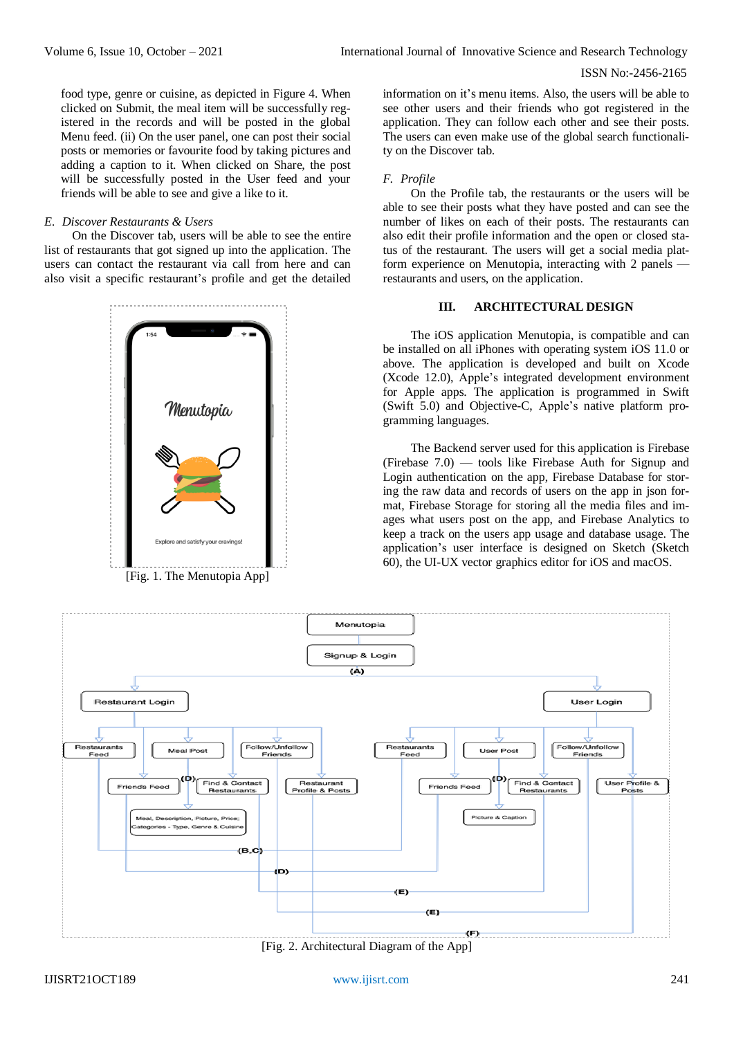food type, genre or cuisine, as depicted in Figure 4. When clicked on Submit, the meal item will be successfully registered in the records and will be posted in the global Menu feed. (ii) On the user panel, one can post their social posts or memories or favourite food by taking pictures and adding a caption to it. When clicked on Share, the post will be successfully posted in the User feed and your friends will be able to see and give a like to it.

### *E. Discover Restaurants & Users*

On the Discover tab, users will be able to see the entire list of restaurants that got signed up into the application. The users can contact the restaurant via call from here and can also visit a specific restaurant's profile and get the detailed information on it's menu items. Also, the users will be able to see other users and their friends who got registered in the application. They can follow each other and see their posts. The users can even make use of the global search functionality on the Discover tab.

[Fig. 1. The Menutopia App]

### *F. Profile*

On the Profile tab, the restaurants or the users will be able to see their posts what they have posted and can see the number of likes on each of their posts. The restaurants can also edit their profile information and the open or closed status of the restaurant. The users will get a social media platform experience on Menutopia, interacting with 2 panels — restaurants and users, on the application.

## III. ARCHITECTURAL DESIGN

The iOS application Menutopia, is compatible and can be installed on all iPhones with operating system iOS 11.0 or above. The application is developed and built on Xcode (Xcode 12.0), Apple's integrated development environment for Apple apps. The application is programmed in Swift (Swift 5.0) and Objective-C, Apple's native platform programming languages.

The Backend server used for this application is Firebase (Firebase 7.0) — tools like Firebase Auth for Signup and Login authentication on the app, Firebase Database for storing the raw data and records of users on the app in json format, Firebase Storage for storing all the media files and images what users post on the app, and Firebase Analytics to keep a track on the users app usage and database usage. The application's user interface is designed on Sketch (Sketch 60), the UI-UX vector graphics editor for iOS and macOS.

[Fig. 2. Architectural Diagram of the App]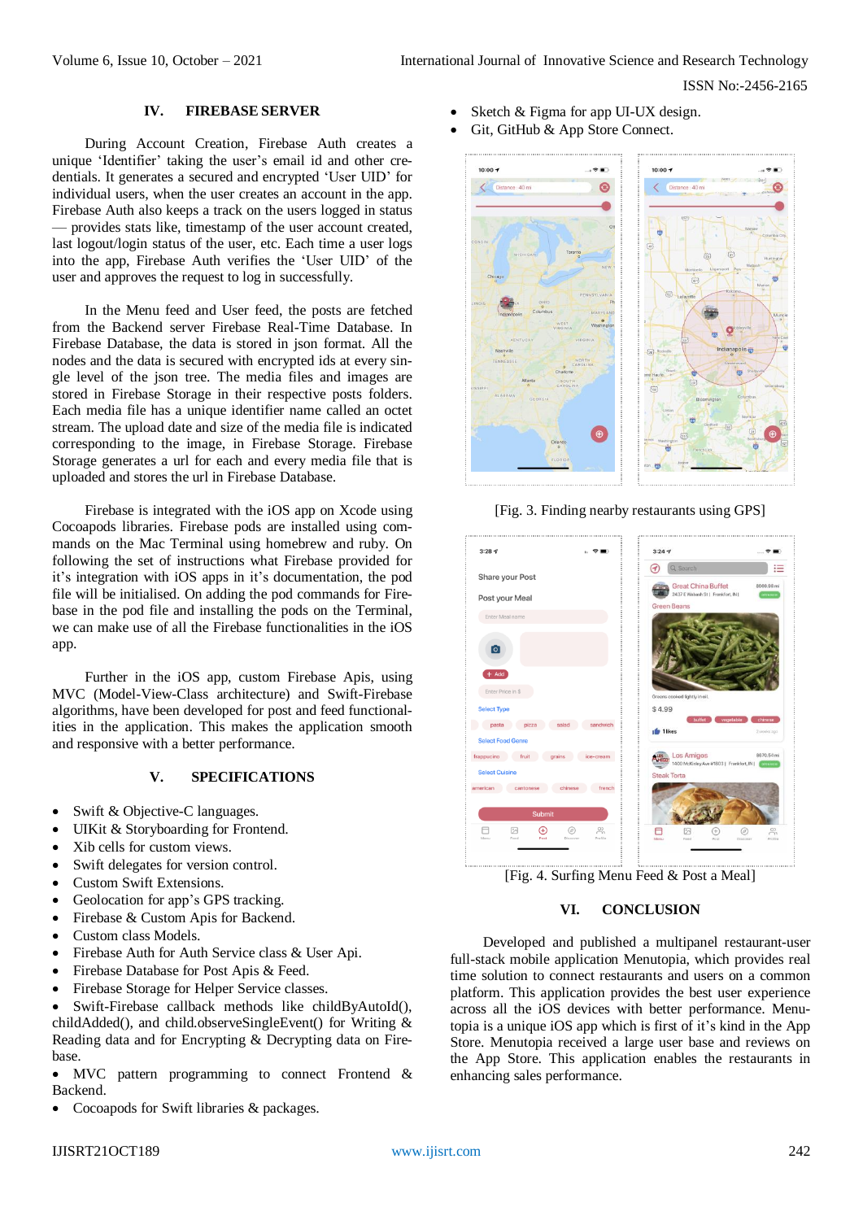## IV. FIREBASE SERVER

During Account Creation, Firebase Auth creates a unique 'Identifier' taking the user's email id and other credentials. It generates a secured and encrypted 'User UID' for individual users, when the user creates an account in the app. Firebase Auth also keeps a track on the users logged in status — provides stats like, timestamp of the user account created, last logout/login status of the user, etc. Each time a user logs into the app, Firebase Auth verifies the 'User UID' of the user and approves the request to log in successfully.

In the Menu feed and User feed, the posts are fetched from the Backend server Firebase Real-Time Database. In Firebase Database, the data is stored in json format. All the nodes and the data is secured with encrypted ids at every single level of the json tree. The media files and images are stored in Firebase Storage in their respective posts folders. Each media file has a unique identifier name called an octet stream. The upload date and size of the media file is indicated corresponding to the image, in Firebase Storage. Firebase Storage generates a url for each and every media file that is uploaded and stores the url in Firebase Database.

Firebase is integrated with the iOS app on Xcode using Cocoapods libraries. Firebase pods are installed using commands on the Mac Terminal using homebrew and ruby. On following the set of instructions what Firebase provided for it's integration with iOS apps in it's documentation, the pod file will be initialised. On adding the pod commands for Firebase in the pod file and installing the pods on the Terminal, we can make use of all the Firebase functionalities in the iOS app.

Further in the iOS app, custom Firebase Apis, using MVC (Model-View-Class architecture) and Swift-Firebase algorithms, have been developed for post and feed functionalities in the application. This makes the application smooth and responsive with a better performance.

## V. SPECIFICATIONS

- Swift & Objective-C languages.
- UIKit & Storyboarding for Frontend.
- Xib cells for custom views.
- Swift delegates for version control.
- Custom Swift Extensions.
- Geolocation for app's GPS tracking.
- Firebase & Custom Apis for Backend.
- Custom class Models.
- Firebase Auth for Auth Service class & User Api.
- Firebase Database for Post Apis & Feed.
- Firebase Storage for Helper Service classes.
- Swift-Firebase callback methods like childByAutoId(), childAdded(), and child.observeSingleEvent() for Writing & Reading data and for Encrypting & Decrypting data on Firebase.
- MVC pattern programming to connect Frontend & Backend.
- Cocoapods for Swift libraries & packages.
- Sketch & Figma for app UI-UX design.
- Git, GitHub & App Store Connect.

[Fig. 3. Finding nearby restaurants using GPS]

[Fig. 4. Surfing Menu Feed & Post a Meal]

## VI. CONCLUSION

Developed and published a multipanel restaurant-user full-stack mobile application Menutopia, which provides real time solution to connect restaurants and users on a common platform. This application provides the best user experience across all the iOS devices with better performance. Menutopia is a unique iOS app which is first of it's kind in the App Store. Menutopia received a large user base and reviews on the App Store. This application enables the restaurants in enhancing sales performance.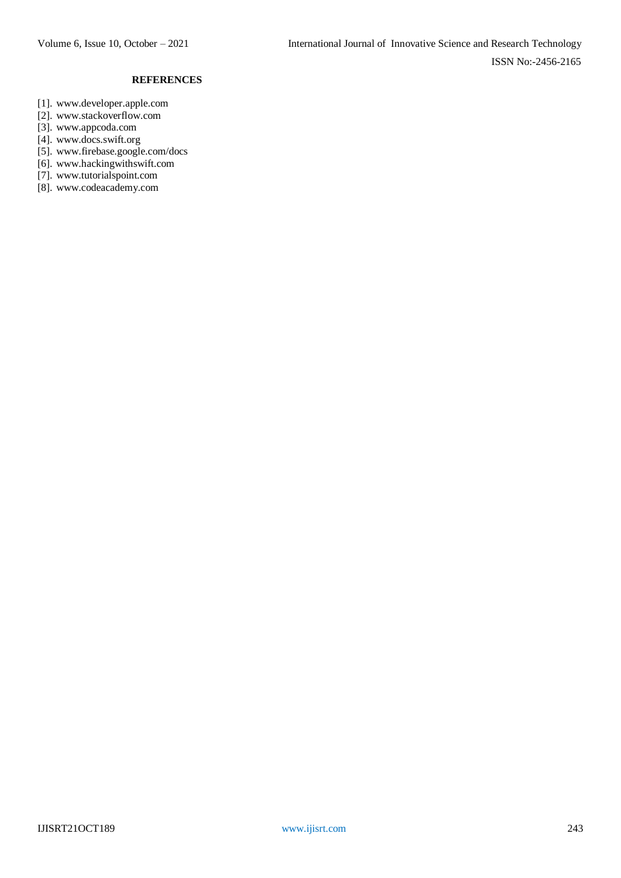## REFERENCES

[1]. www.developer.apple.com
[2]. www.stackoverflow.com
[3]. www.appcoda.com
[4]. www.docs.swift.org
[5]. www.firebase.google.com/docs
[6]. www.hackingwithswift.com
[7]. www.tutorialspoint.com
[8]. www.codeacademy.com